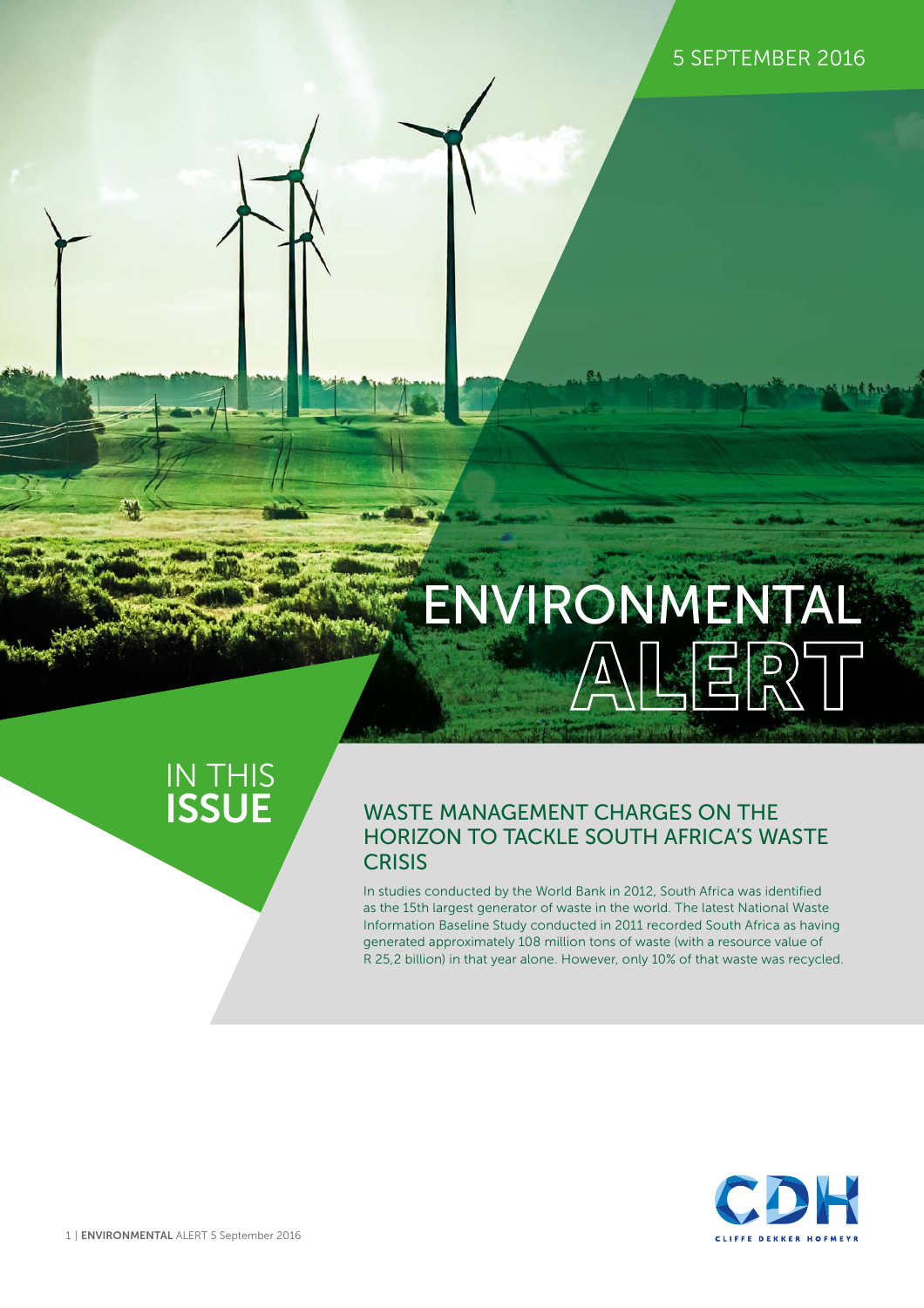5 SEPTEMBER 2016

# ENVIRONMENTAL ALERT

## IN THIS ISSUE

### WASTE MANAGEMENT CHARGES ON THE HORIZON TO TACKLE SOUTH AFRICA'S WASTE CRISIS

In studies conducted by the World Bank in 2012, South Africa was identified as the 15th largest generator of waste in the world. The latest National Waste Information Baseline Study conducted in 2011 recorded South Africa as having generated approximately 108 million tons of waste (with a resource value of R 25,2 billion) in that year alone. However, only 10% of that waste was recycled.

CDH
CLIFFE DEKKER HOFMEYR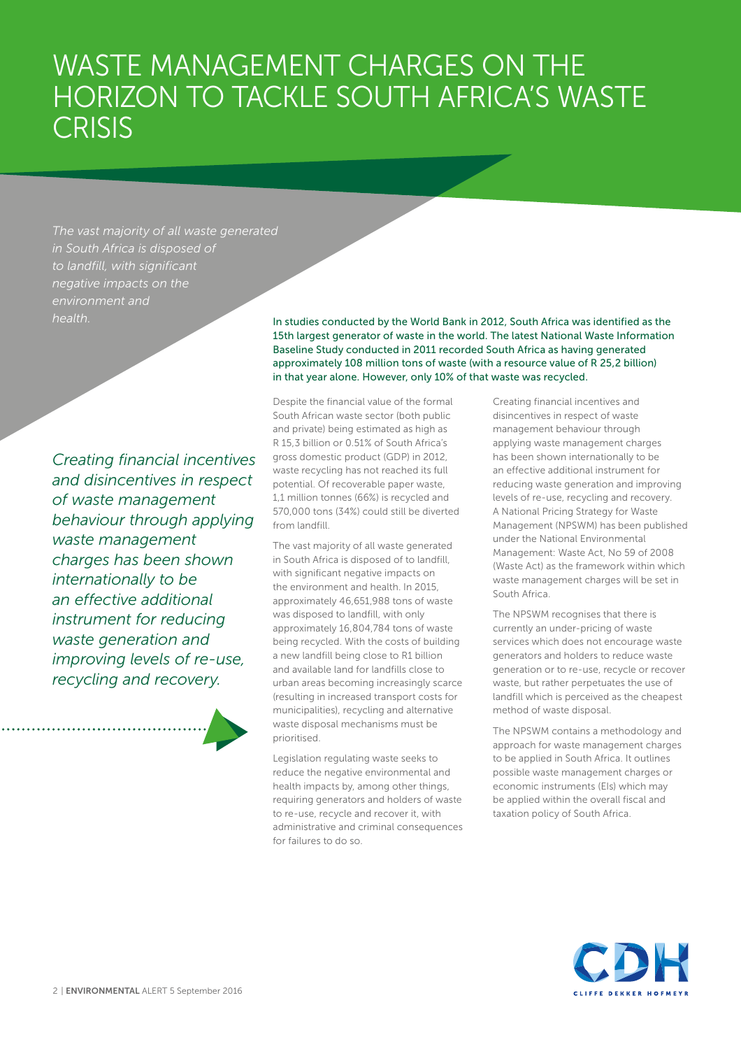# WASTE MANAGEMENT CHARGES ON THE HORIZON TO TACKLE SOUTH AFRICA'S WASTE CRISIS

*The vast majority of all waste generated in South Africa is disposed of to landfill, with significant negative impacts on the environment and health.*

In studies conducted by the World Bank in 2012, South Africa was identified as the 15th largest generator of waste in the world. The latest National Waste Information Baseline Study conducted in 2011 recorded South Africa as having generated approximately 108 million tons of waste (with a resource value of R 25,2 billion) in that year alone. However, only 10% of that waste was recycled.

*Creating financial incentives and disincentives in respect of waste management behaviour through applying waste management charges has been shown internationally to be an effective additional instrument for reducing waste generation and improving levels of re-use, recycling and recovery.*

Despite the financial value of the formal South African waste sector (both public and private) being estimated as high as R 15,3 billion or 0.51% of South Africa's gross domestic product (GDP) in 2012, waste recycling has not reached its full potential. Of recoverable paper waste, 1,1 million tonnes (66%) is recycled and 570,000 tons (34%) could still be diverted from landfill.

The vast majority of all waste generated in South Africa is disposed of to landfill, with significant negative impacts on the environment and health. In 2015, approximately 46,651,988 tons of waste was disposed to landfill, with only approximately 16,804,784 tons of waste being recycled. With the costs of building a new landfill being close to R1 billion and available land for landfills close to urban areas becoming increasingly scarce (resulting in increased transport costs for municipalities), recycling and alternative waste disposal mechanisms must be prioritised.

Legislation regulating waste seeks to reduce the negative environmental and health impacts by, among other things, requiring generators and holders of waste to re-use, recycle and recover it, with administrative and criminal consequences for failures to do so.

Creating financial incentives and disincentives in respect of waste management behaviour through applying waste management charges has been shown internationally to be an effective additional instrument for reducing waste generation and improving levels of re-use, recycling and recovery. A National Pricing Strategy for Waste Management (NPSWM) has been published under the National Environmental Management: Waste Act, No 59 of 2008 (Waste Act) as the framework within which waste management charges will be set in South Africa.

The NPSWM recognises that there is currently an under-pricing of waste services which does not encourage waste generators and holders to reduce waste generation or to re-use, recycle or recover waste, but rather perpetuates the use of landfill which is perceived as the cheapest method of waste disposal.

The NPSWM contains a methodology and approach for waste management charges to be applied in South Africa. It outlines possible waste management charges or economic instruments (EIs) which may be applied within the overall fiscal and taxation policy of South Africa.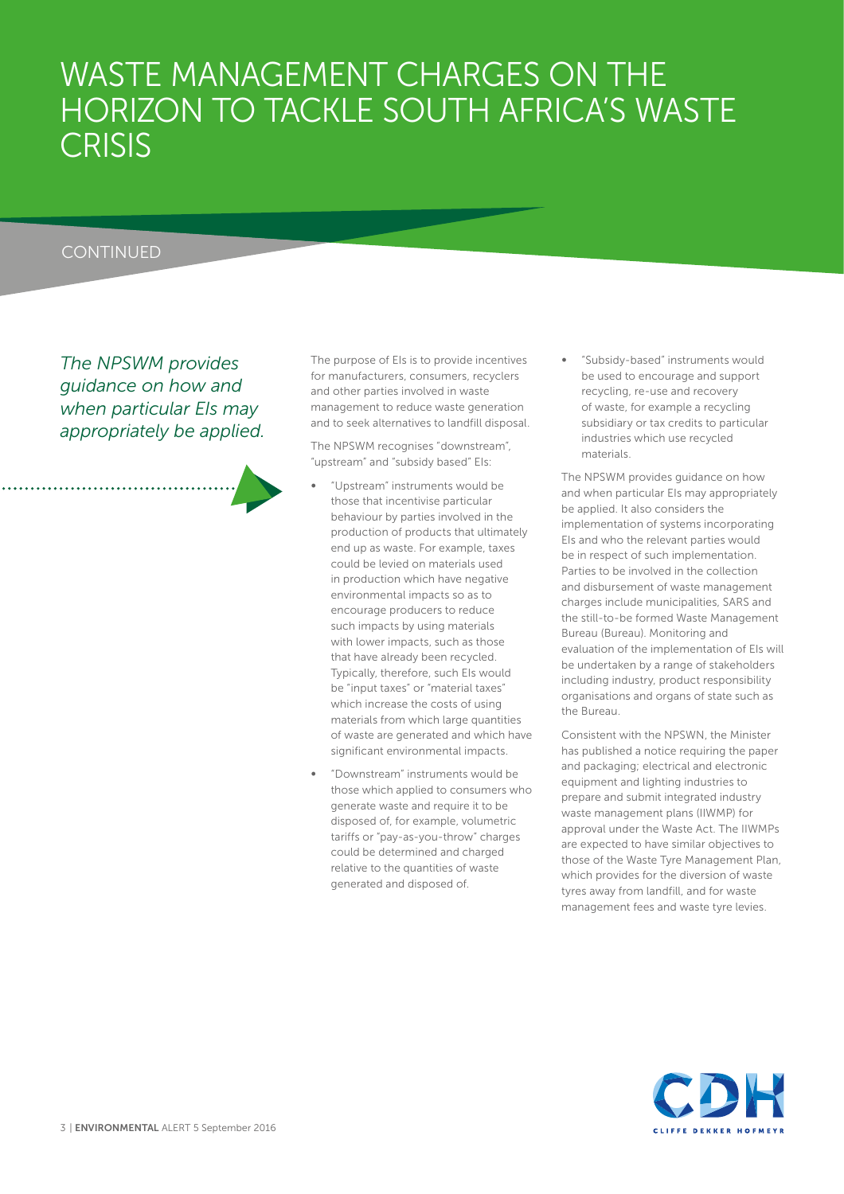# WASTE MANAGEMENT CHARGES ON THE HORIZON TO TACKLE SOUTH AFRICA'S WASTE CRISIS

CONTINUED

*The NPSWM provides guidance on how and when particular EIs may appropriately be applied.*

The purpose of EIs is to provide incentives for manufacturers, consumers, recyclers and other parties involved in waste management to reduce waste generation and to seek alternatives to landfill disposal.

The NPSWM recognises "downstream", "upstream" and "subsidy based" EIs:

- "Upstream" instruments would be those that incentivise particular behaviour by parties involved in the production of products that ultimately end up as waste. For example, taxes could be levied on materials used in production which have negative environmental impacts so as to encourage producers to reduce such impacts by using materials with lower impacts, such as those that have already been recycled. Typically, therefore, such EIs would be "input taxes" or "material taxes" which increase the costs of using materials from which large quantities of waste are generated and which have significant environmental impacts.
- "Downstream" instruments would be those which applied to consumers who generate waste and require it to be disposed of, for example, volumetric tariffs or "pay-as-you-throw" charges could be determined and charged relative to the quantities of waste generated and disposed of.
- "Subsidy-based" instruments would be used to encourage and support recycling, re-use and recovery of waste, for example a recycling subsidiary or tax credits to particular industries which use recycled materials.

The NPSWM provides guidance on how and when particular EIs may appropriately be applied. It also considers the implementation of systems incorporating EIs and who the relevant parties would be in respect of such implementation. Parties to be involved in the collection and disbursement of waste management charges include municipalities, SARS and the still-to-be formed Waste Management Bureau (Bureau). Monitoring and evaluation of the implementation of EIs will be undertaken by a range of stakeholders including industry, product responsibility organisations and organs of state such as the Bureau.

Consistent with the NPSWN, the Minister has published a notice requiring the paper and packaging; electrical and electronic equipment and lighting industries to prepare and submit integrated industry waste management plans (IIWMP) for approval under the Waste Act. The IIWMPs are expected to have similar objectives to those of the Waste Tyre Management Plan, which provides for the diversion of waste tyres away from landfill, and for waste management fees and waste tyre levies.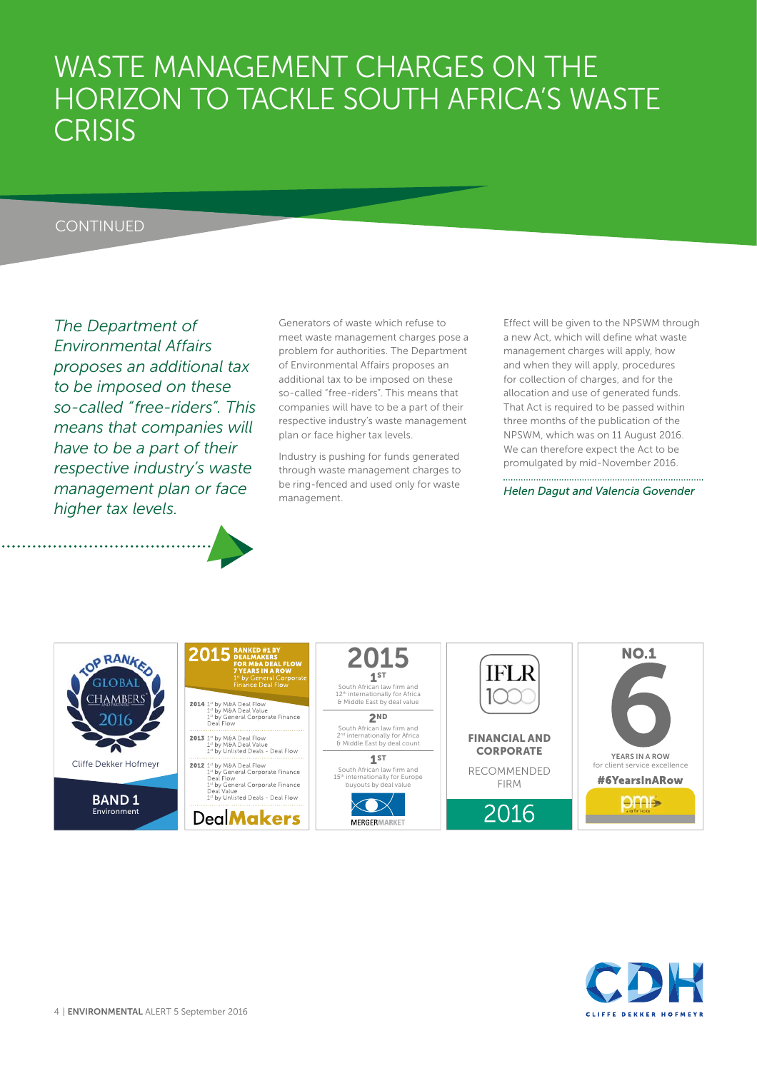# WASTE MANAGEMENT CHARGES ON THE HORIZON TO TACKLE SOUTH AFRICA'S WASTE CRISIS

CONTINUED

*The Department of Environmental Affairs proposes an additional tax to be imposed on these so-called "free-riders". This means that companies will have to be a part of their respective industry's waste management plan or face higher tax levels.*

Generators of waste which refuse to meet waste management charges pose a problem for authorities. The Department of Environmental Affairs proposes an additional tax to be imposed on these so-called "free-riders". This means that companies will have to be a part of their respective industry's waste management plan or face higher tax levels.

Industry is pushing for funds generated through waste management charges to be ring-fenced and used only for waste management.

Effect will be given to the NPSWM through a new Act, which will define what waste management charges will apply, how and when they will apply, procedures for collection of charges, and for the allocation and use of generated funds. That Act is required to be passed within three months of the publication of the NPSWM, which was on 11 August 2016. We can therefore expect the Act to be promulgated by mid-November 2016.

*Helen Dagut and Valencia Govender*

TOP RANKED GLOBAL CHAMBERS AND PARTNERS 2016

Cliffe Dekker Hofmeyr

**BAND 1**
Environment

**2015 RANKED #1 BY DEALMAKERS FOR M&A DEAL FLOW 7 YEARS IN A ROW**
1st by General Corporate Finance Deal Flow

**2014** 1st by M&A Deal Flow
1st by M&A Deal Value
1st by General Corporate Finance Deal Flow

**2013** 1st by M&A Deal Flow
1st by M&A Deal Value
1st by Unlisted Deals - Deal Flow

**2012** 1st by M&A Deal Flow
1st by General Corporate Finance Deal Flow
1st by General Corporate Finance Deal Value
1st by Unlisted Deals - Deal Flow

DealMakers

**2015**

**1ST**
South African law firm and 12th internationally for Africa & Middle East by deal value

**2ND**
South African law firm and 2nd internationally for Africa & Middle East by deal count

**1ST**
South African law firm and 15th internationally for Europe buyouts by deal value

MERGERMARKET

IFLR 1000

**FINANCIAL AND CORPORATE**

RECOMMENDED FIRM

2016

**NO.1**

**6**

YEARS IN A ROW
for client service excellence

**#6YearsInARow**

pmr africa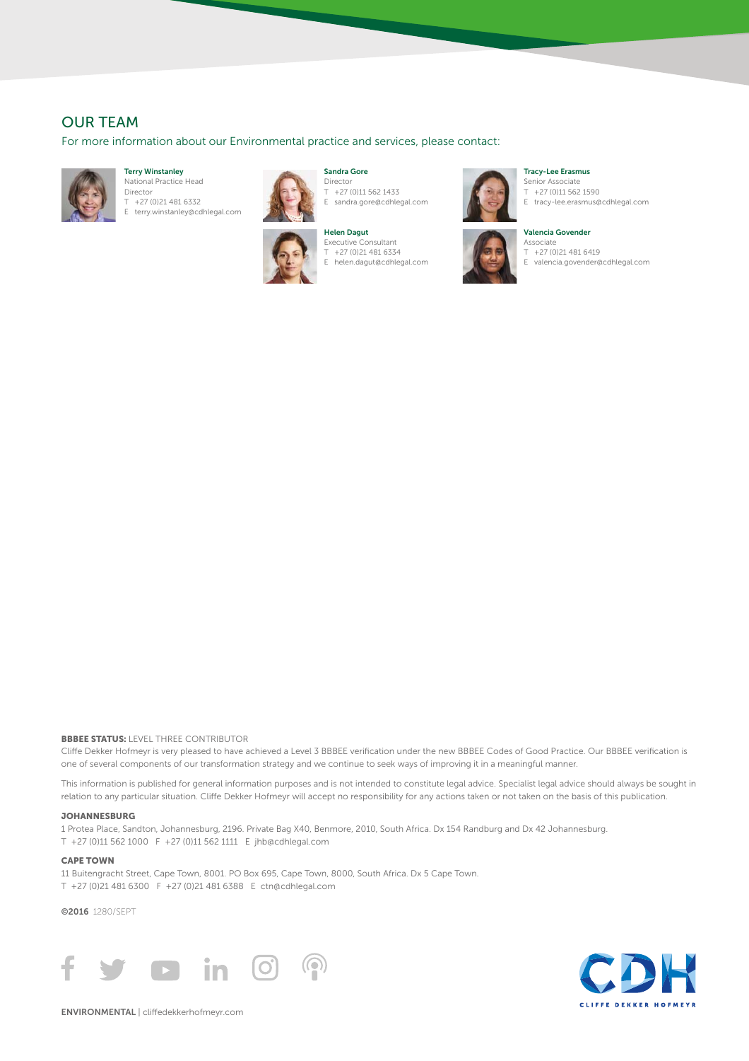## OUR TEAM

For more information about our Environmental practice and services, please contact:

**Terry Winstanley**
National Practice Head
Director
T +27 (0)21 481 6332
E terry.winstanley@cdhlegal.com

**Sandra Gore**
Director
T +27 (0)11 562 1433
E sandra.gore@cdhlegal.com

**Helen Dagut**
Executive Consultant
T +27 (0)21 481 6334
E helen.dagut@cdhlegal.com

**Tracy-Lee Erasmus**
Senior Associate
T +27 (0)11 562 1590
E tracy-lee.erasmus@cdhlegal.com

**Valencia Govender**
Associate
T +27 (0)21 481 6419
E valencia.govender@cdhlegal.com

**BBBEE STATUS:** LEVEL THREE CONTRIBUTOR

Cliffe Dekker Hofmeyr is very pleased to have achieved a Level 3 BBBEE verification under the new BBBEE Codes of Good Practice. Our BBBEE verification is one of several components of our transformation strategy and we continue to seek ways of improving it in a meaningful manner.

This information is published for general information purposes and is not intended to constitute legal advice. Specialist legal advice should always be sought in relation to any particular situation. Cliffe Dekker Hofmeyr will accept no responsibility for any actions taken or not taken on the basis of this publication.

**JOHANNESBURG**

1 Protea Place, Sandton, Johannesburg, 2196. Private Bag X40, Benmore, 2010, South Africa. Dx 154 Randburg and Dx 42 Johannesburg.
T +27 (0)11 562 1000 F +27 (0)11 562 1111 E jhb@cdhlegal.com

**CAPE TOWN**

11 Buitengracht Street, Cape Town, 8001. PO Box 695, Cape Town, 8000, South Africa. Dx 5 Cape Town.
T +27 (0)21 481 6300 F +27 (0)21 481 6388 E ctn@cdhlegal.com

**©2016** 1280/SEPT

CLIFFE DEKKER HOFMEYR

**ENVIRONMENTAL** | cliffedekkerhofmeyr.com